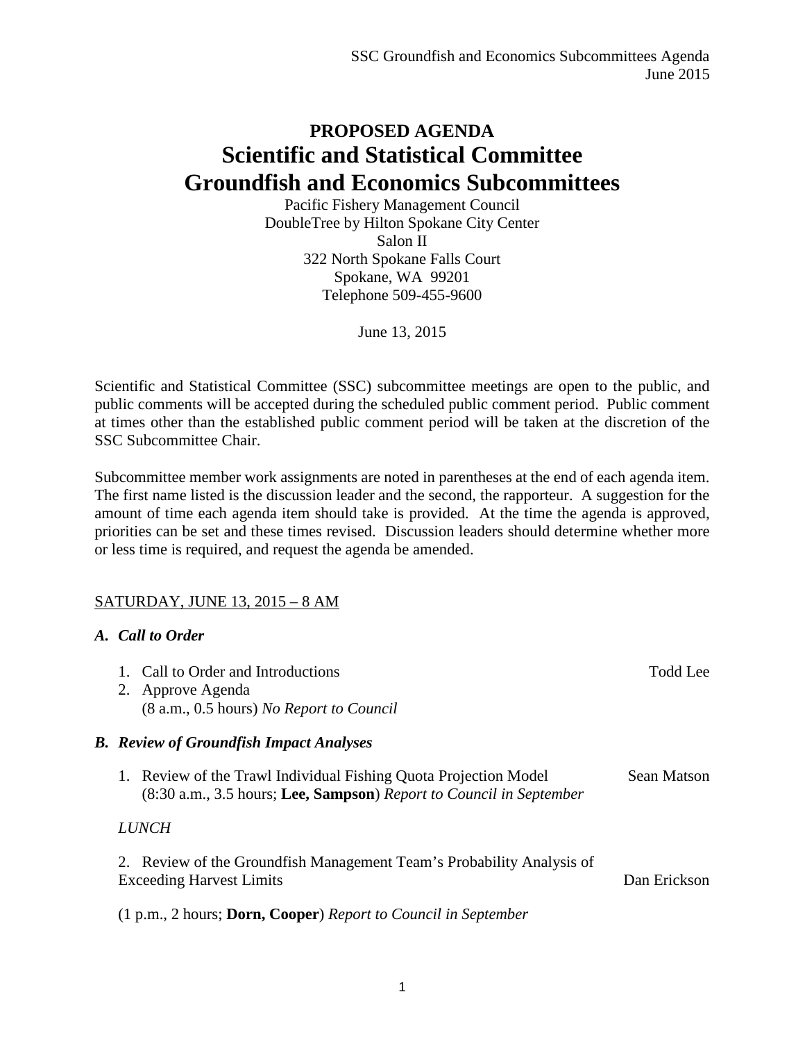**PROPOSED AGENDA**

# Scientific and Statistical Committee
# Groundfish and Economics Subcommittees

Pacific Fishery Management Council
DoubleTree by Hilton Spokane City Center
Salon II
322 North Spokane Falls Court
Spokane, WA 99201
Telephone 509-455-9600

June 13, 2015

Scientific and Statistical Committee (SSC) subcommittee meetings are open to the public, and public comments will be accepted during the scheduled public comment period. Public comment at times other than the established public comment period will be taken at the discretion of the SSC Subcommittee Chair.

Subcommittee member work assignments are noted in parentheses at the end of each agenda item. The first name listed is the discussion leader and the second, the rapporteur. A suggestion for the amount of time each agenda item should take is provided. At the time the agenda is approved, priorities can be set and these times revised. Discussion leaders should determine whether more or less time is required, and request the agenda be amended.

SATURDAY, JUNE 13, 2015 – 8 AM

***A. Call to Order***

1. Call to Order and Introductions — Todd Lee
2. Approve Agenda
   (8 a.m., 0.5 hours) *No Report to Council*

***B. Review of Groundfish Impact Analyses***

1. Review of the Trawl Individual Fishing Quota Projection Model — Sean Matson
   (8:30 a.m., 3.5 hours; **Lee, Sampson**) *Report to Council in September*

*LUNCH*

2. Review of the Groundfish Management Team's Probability Analysis of Exceeding Harvest Limits — Dan Erickson

(1 p.m., 2 hours; **Dorn, Cooper**) *Report to Council in September*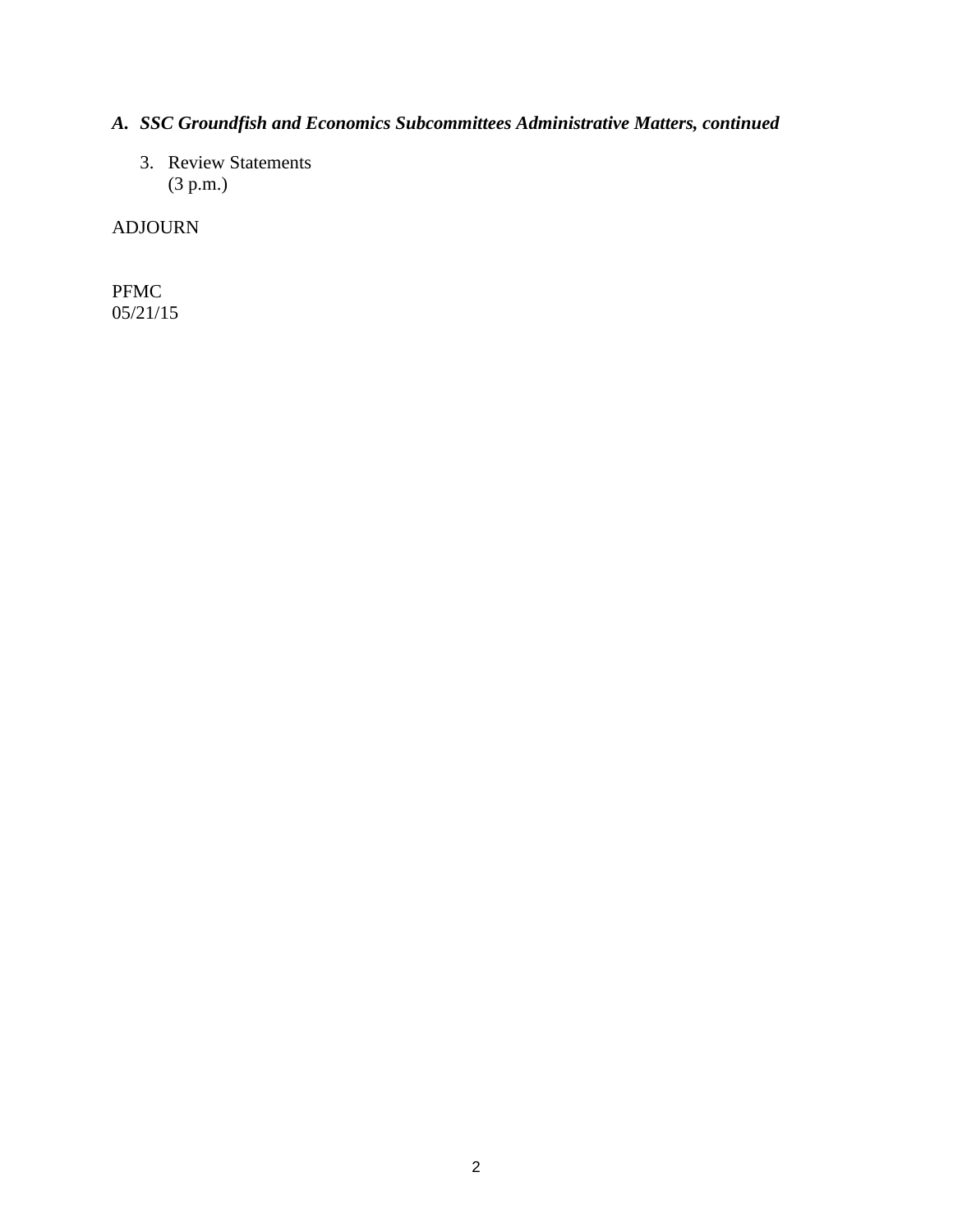### *A. SSC Groundfish and Economics Subcommittees Administrative Matters, continued*

3. Review Statements
   (3 p.m.)

ADJOURN

PFMC
05/21/15